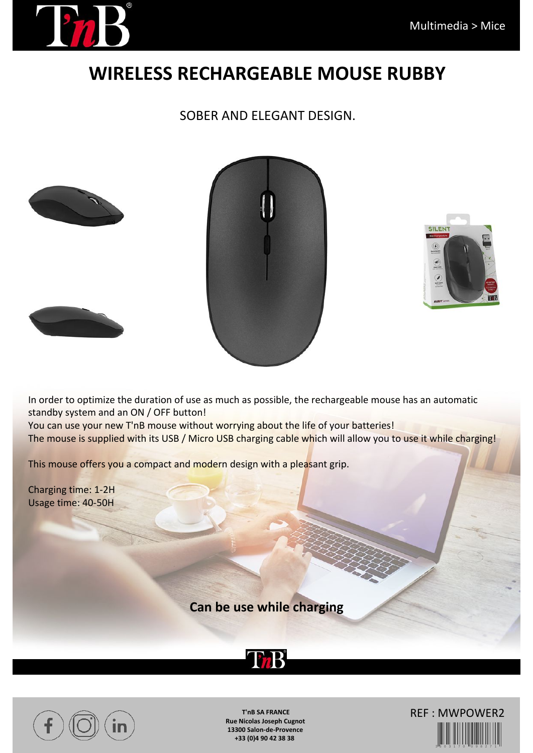Multimedia > Mice

# WIRELESS RECHARGEABLE MOUSE RUBBY

SOBER AND ELEGANT DESIGN.

In order to optimize the duration of use as much as possible, the rechargeable mouse has an automatic standby system and an ON / OFF button!
You can use your new T'nB mouse without worrying about the life of your batteries!
The mouse is supplied with its USB / Micro USB charging cable which will allow you to use it while charging!

This mouse offers you a compact and modern design with a pleasant grip.

Charging time: 1-2H
Usage time: 40-50H

**Can be use while charging**

**T'nB SA FRANCE**
**Rue Nicolas Joseph Cugnot**
**13300 Salon-de-Provence**
**+33 (0)4 90 42 38 38**

REF : MWPOWER2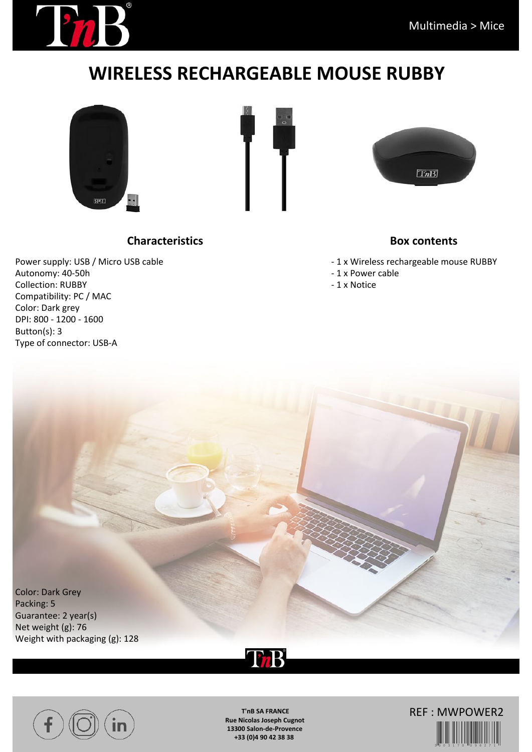Multimedia > Mice

# WIRELESS RECHARGEABLE MOUSE RUBBY

## Characteristics

Power supply: USB / Micro USB cable
Autonomy: 40-50h
Collection: RUBBY
Compatibility: PC / MAC
Color: Dark grey
DPI: 800 - 1200 - 1600
Button(s): 3
Type of connector: USB-A

## Box contents

- 1 x Wireless rechargeable mouse RUBBY
- 1 x Power cable
- 1 x Notice

Color: Dark Grey
Packing: 5
Guarantee: 2 year(s)
Net weight (g): 76
Weight with packaging (g): 128

**T'nB SA FRANCE**
**Rue Nicolas Joseph Cugnot**
**13300 Salon-de-Provence**
**+33 (0)4 90 42 38 38**

REF : MWPOWER2